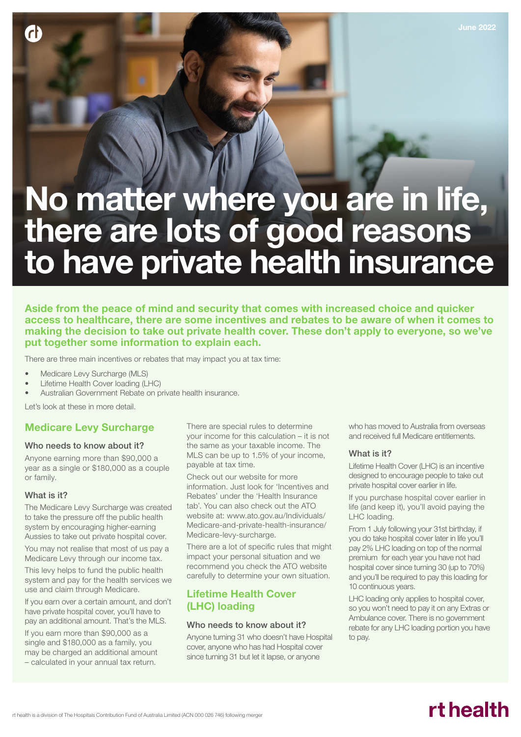June 2022

# No matter where you are in life, there are lots of good reasons to have private health insurance

**Aside from the peace of mind and security that comes with increased choice and quicker access to healthcare, there are some incentives and rebates to be aware of when it comes to making the decision to take out private health cover. These don't apply to everyone, so we've put together some information to explain each.**

There are three main incentives or rebates that may impact you at tax time:

- Medicare Levy Surcharge (MLS)
- Lifetime Health Cover loading (LHC)
- Australian Government Rebate on private health insurance.

Let's look at these in more detail.

## Medicare Levy Surcharge

### Who needs to know about it?

Anyone earning more than $90,000 a year as a single or $180,000 as a couple or family.

### What is it?

The Medicare Levy Surcharge was created to take the pressure off the public health system by encouraging higher-earning Aussies to take out private hospital cover.

You may not realise that most of us pay a Medicare Levy through our income tax.

This levy helps to fund the public health system and pay for the health services we use and claim through Medicare.

If you earn over a certain amount, and don't have private hospital cover, you'll have to pay an additional amount. That's the MLS.

If you earn more than $90,000 as a single and $180,000 as a family, you may be charged an additional amount – calculated in your annual tax return.

There are special rules to determine your income for this calculation – it is not the same as your taxable income. The MLS can be up to 1.5% of your income, payable at tax time.

Check out our website for more information. Just look for 'Incentives and Rebates' under the 'Health Insurance tab'. You can also check out the ATO website at: www.ato.gov.au/Individuals/Medicare-and-private-health-insurance/Medicare-levy-surcharge.

There are a lot of specific rules that might impact your personal situation and we recommend you check the ATO website carefully to determine your own situation.

## Lifetime Health Cover (LHC) loading

### Who needs to know about it?

Anyone turning 31 who doesn't have Hospital cover, anyone who has had Hospital cover since turning 31 but let it lapse, or anyone who has moved to Australia from overseas and received full Medicare entitlements.

### What is it?

Lifetime Health Cover (LHC) is an incentive designed to encourage people to take out private hospital cover earlier in life.

If you purchase hospital cover earlier in life (and keep it), you'll avoid paying the LHC loading.

From 1 July following your 31st birthday, if you do take hospital cover later in life you'll pay 2% LHC loading on top of the normal premium for each year you have not had hospital cover since turning 30 (up to 70%) and you'll be required to pay this loading for 10 continuous years.

LHC loading only applies to hospital cover, so you won't need to pay it on any Extras or Ambulance cover. There is no government rebate for any LHC loading portion you have to pay.

rt health is a division of The Hospitals Contribution Fund of Australia Limited (ACN 000 026 746) following merger

rt health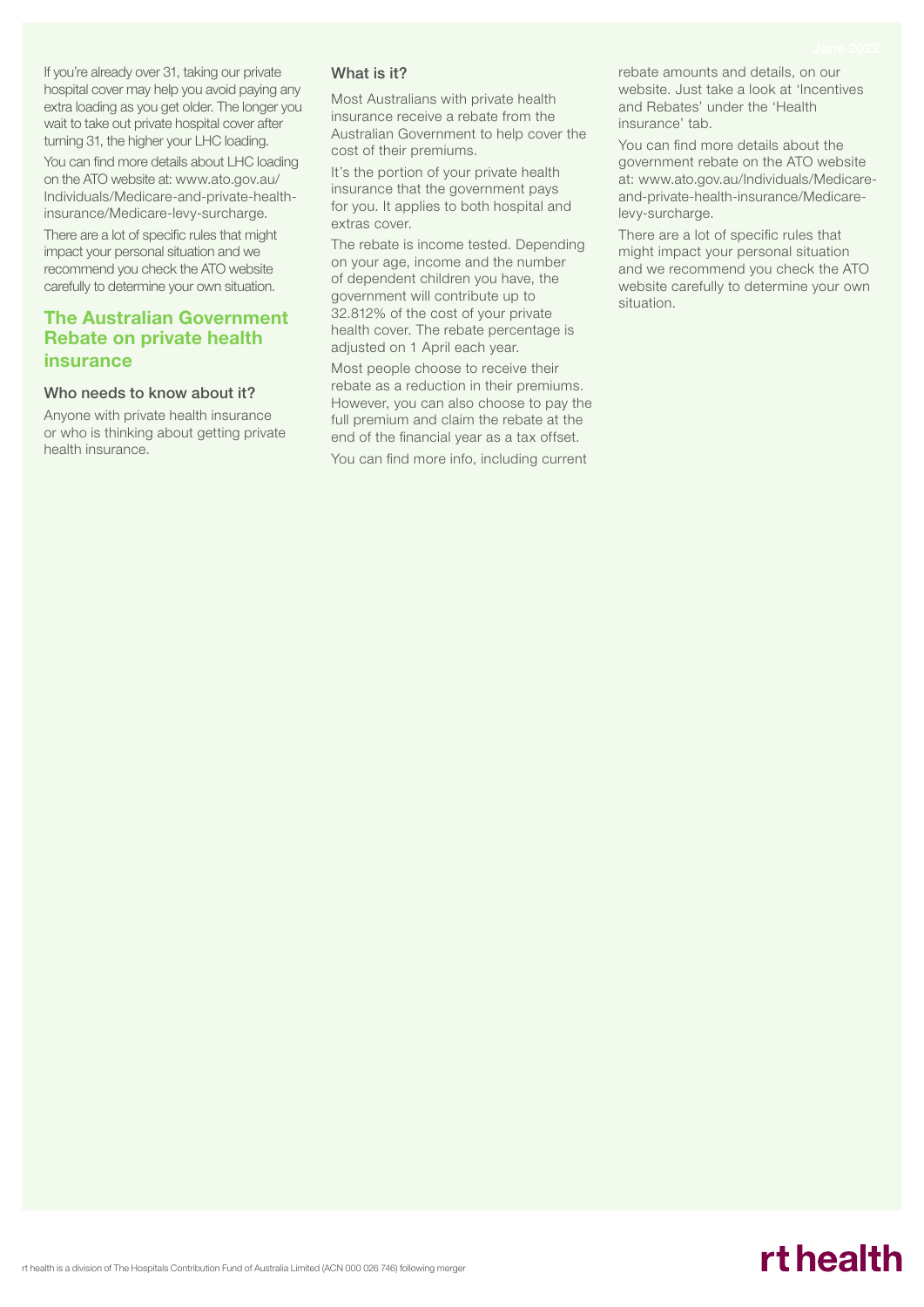If you're already over 31, taking our private hospital cover may help you avoid paying any extra loading as you get older. The longer you wait to take out private hospital cover after turning 31, the higher your LHC loading.

You can find more details about LHC loading on the ATO website at: www.ato.gov.au/Individuals/Medicare-and-private-health-insurance/Medicare-levy-surcharge.

There are a lot of specific rules that might impact your personal situation and we recommend you check the ATO website carefully to determine your own situation.

## The Australian Government Rebate on private health insurance

### Who needs to know about it?

Anyone with private health insurance or who is thinking about getting private health insurance.

### What is it?

Most Australians with private health insurance receive a rebate from the Australian Government to help cover the cost of their premiums.

It's the portion of your private health insurance that the government pays for you. It applies to both hospital and extras cover.

The rebate is income tested. Depending on your age, income and the number of dependent children you have, the government will contribute up to 32.812% of the cost of your private health cover. The rebate percentage is adjusted on 1 April each year.

Most people choose to receive their rebate as a reduction in their premiums. However, you can also choose to pay the full premium and claim the rebate at the end of the financial year as a tax offset.

You can find more info, including current rebate amounts and details, on our website. Just take a look at 'Incentives and Rebates' under the 'Health insurance' tab.

You can find more details about the government rebate on the ATO website at: www.ato.gov.au/Individuals/Medicare-and-private-health-insurance/Medicare-levy-surcharge.

There are a lot of specific rules that might impact your personal situation and we recommend you check the ATO website carefully to determine your own situation.

rt health is a division of The Hospitals Contribution Fund of Australia Limited (ACN 000 026 746) following merger

rt health